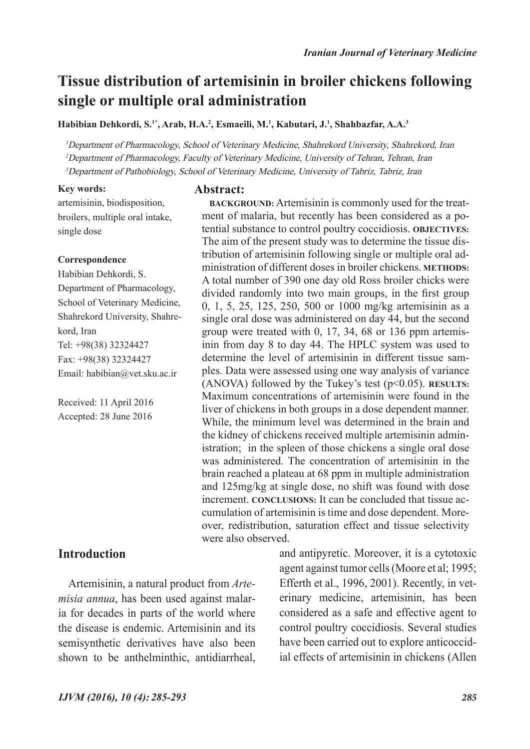# Tissue distribution of artemisinin in broiler chickens following single or multiple oral administration

**Habibian Dehkordi, S.[1*], Arab, H.A.[2], Esmaeili, M.[1], Kabutari, J.[1], Shahbazfar, A.A.[3]**

[1]*Department of Pharmacology, School of Veterinary Medicine, Shahrekord University, Shahrekord, Iran*
[2]*Department of Pharmacology, Faculty of Veterinary Medicine, University of Tehran, Tehran, Iran*
[3]*Department of Pathobiology, School of Veterinary Medicine, University of Tabriz, Tabriz, Iran*

**Key words:**
artemisinin, biodisposition, broilers, multiple oral intake, single dose

**Correspondence**
Habibian Dehkordi, S.
Department of Pharmacology, School of Veterinary Medicine, Shahrekord University, Shahrekord, Iran
Tel: +98(38) 32324427
Fax: +98(38) 32324427
Email: habibian@vet.sku.ac.ir

Received: 11 April 2016
Accepted: 28 June 2016

## Abstract:

**BACKGROUND:** Artemisinin is commonly used for the treatment of malaria, but recently has been considered as a potential substance to control poultry coccidiosis. **OBJECTIVES:** The aim of the present study was to determine the tissue distribution of artemisinin following single or multiple oral administration of different doses in broiler chickens. **METHODS:** A total number of 390 one day old Ross broiler chicks were divided randomly into two main groups, in the first group 0, 1, 5, 25, 125, 250, 500 or 1000 mg/kg artemisinin as a single oral dose was administered on day 44, but the second group were treated with 0, 17, 34, 68 or 136 ppm artemisinin from day 8 to day 44. The HPLC system was used to determine the level of artemisinin in different tissue samples. Data were assessed using one way analysis of variance (ANOVA) followed by the Tukey's test ($p<0.05$). **RESULTS:** Maximum concentrations of artemisinin were found in the liver of chickens in both groups in a dose dependent manner. While, the minimum level was determined in the brain and the kidney of chickens received multiple artemisinin administration; in the spleen of those chickens a single oral dose was administered. The concentration of artemisinin in the brain reached a plateau at 68 ppm in multiple administration and 125mg/kg at single dose, no shift was found with dose increment. **CONCLUSIONS:** It can be concluded that tissue accumulation of artemisinin is time and dose dependent. Moreover, redistribution, saturation effect and tissue selectivity were also observed.

## Introduction

Artemisinin, a natural product from *Artemisia annua*, has been used against malaria for decades in parts of the world where the disease is endemic. Artemisinin and its semisynthetic derivatives have also been shown to be anthelminthic, antidiarrheal, and antipyretic. Moreover, it is a cytotoxic agent against tumor cells (Moore et al; 1995; Efferth et al., 1996, 2001). Recently, in veterinary medicine, artemisinin, has been considered as a safe and effective agent to control poultry coccidiosis. Several studies have been carried out to explore anticoccidial effects of artemisinin in chickens (Allen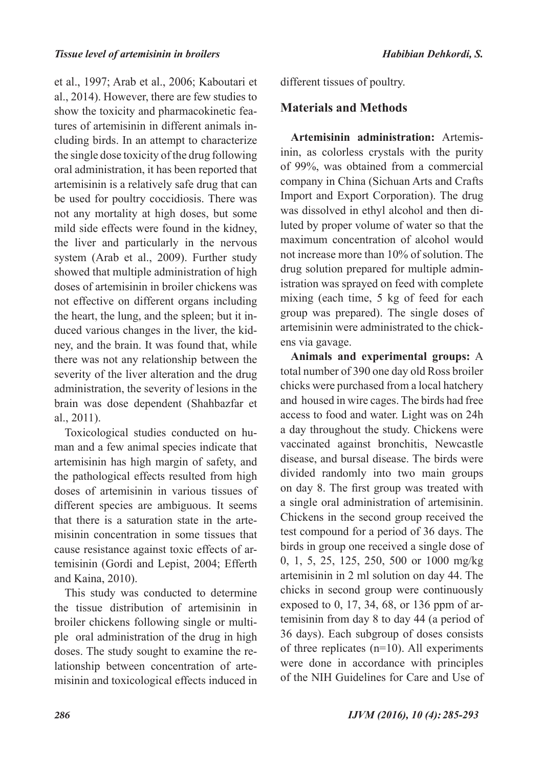et al., 1997; Arab et al., 2006; Kaboutari et al., 2014). However, there are few studies to show the toxicity and pharmacokinetic features of artemisinin in different animals including birds. In an attempt to characterize the single dose toxicity of the drug following oral administration, it has been reported that artemisinin is a relatively safe drug that can be used for poultry coccidiosis. There was not any mortality at high doses, but some mild side effects were found in the kidney, the liver and particularly in the nervous system (Arab et al., 2009). Further study showed that multiple administration of high doses of artemisinin in broiler chickens was not effective on different organs including the heart, the lung, and the spleen; but it induced various changes in the liver, the kidney, and the brain. It was found that, while there was not any relationship between the severity of the liver alteration and the drug administration, the severity of lesions in the brain was dose dependent (Shahbazfar et al., 2011).

Toxicological studies conducted on human and a few animal species indicate that artemisinin has high margin of safety, and the pathological effects resulted from high doses of artemisinin in various tissues of different species are ambiguous. It seems that there is a saturation state in the artemisinin concentration in some tissues that cause resistance against toxic effects of artemisinin (Gordi and Lepist, 2004; Efferth and Kaina, 2010).

This study was conducted to determine the tissue distribution of artemisinin in broiler chickens following single or multiple oral administration of the drug in high doses. The study sought to examine the relationship between concentration of artemisinin and toxicological effects induced in different tissues of poultry.

## Materials and Methods

**Artemisinin administration:** Artemisinin, as colorless crystals with the purity of 99%, was obtained from a commercial company in China (Sichuan Arts and Crafts Import and Export Corporation). The drug was dissolved in ethyl alcohol and then diluted by proper volume of water so that the maximum concentration of alcohol would not increase more than 10% of solution. The drug solution prepared for multiple administration was sprayed on feed with complete mixing (each time, 5 kg of feed for each group was prepared). The single doses of artemisinin were administrated to the chickens via gavage.

**Animals and experimental groups:** A total number of 390 one day old Ross broiler chicks were purchased from a local hatchery and housed in wire cages. The birds had free access to food and water. Light was on 24h a day throughout the study. Chickens were vaccinated against bronchitis, Newcastle disease, and bursal disease. The birds were divided randomly into two main groups on day 8. The first group was treated with a single oral administration of artemisinin. Chickens in the second group received the test compound for a period of 36 days. The birds in group one received a single dose of 0, 1, 5, 25, 125, 250, 500 or 1000 mg/kg artemisinin in 2 ml solution on day 44. The chicks in second group were continuously exposed to 0, 17, 34, 68, or 136 ppm of artemisinin from day 8 to day 44 (a period of 36 days). Each subgroup of doses consists of three replicates (n=10). All experiments were done in accordance with principles of the NIH Guidelines for Care and Use of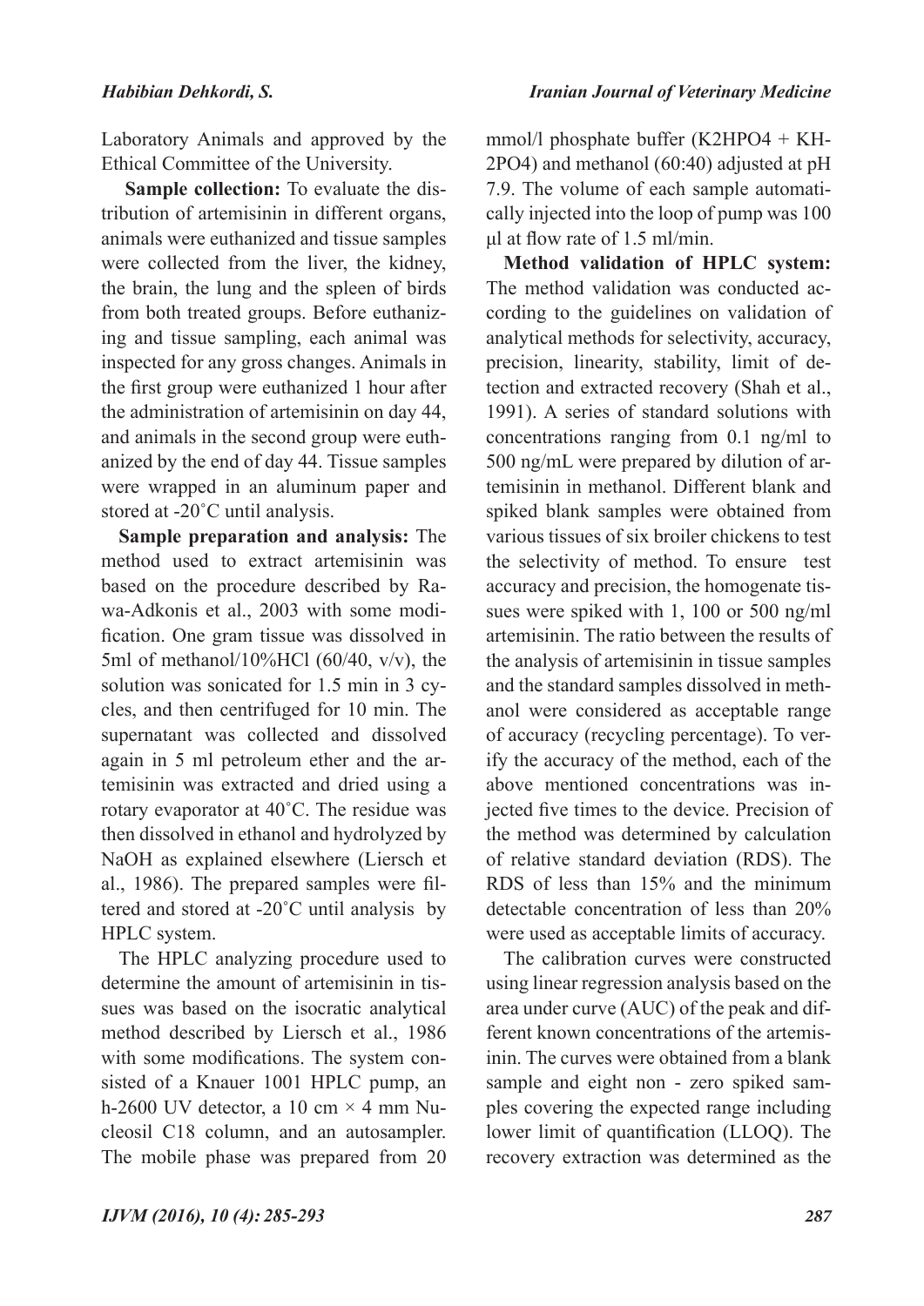Laboratory Animals and approved by the Ethical Committee of the University.

**Sample collection:** To evaluate the distribution of artemisinin in different organs, animals were euthanized and tissue samples were collected from the liver, the kidney, the brain, the lung and the spleen of birds from both treated groups. Before euthanizing and tissue sampling, each animal was inspected for any gross changes. Animals in the first group were euthanized 1 hour after the administration of artemisinin on day 44, and animals in the second group were euthanized by the end of day 44. Tissue samples were wrapped in an aluminum paper and stored at -20˚C until analysis.

**Sample preparation and analysis:** The method used to extract artemisinin was based on the procedure described by Rawa-Adkonis et al., 2003 with some modification. One gram tissue was dissolved in 5ml of methanol/10%HCl (60/40, v/v), the solution was sonicated for 1.5 min in 3 cycles, and then centrifuged for 10 min. The supernatant was collected and dissolved again in 5 ml petroleum ether and the artemisinin was extracted and dried using a rotary evaporator at 40˚C. The residue was then dissolved in ethanol and hydrolyzed by NaOH as explained elsewhere (Liersch et al., 1986). The prepared samples were filtered and stored at -20˚C until analysis by HPLC system.

The HPLC analyzing procedure used to determine the amount of artemisinin in tissues was based on the isocratic analytical method described by Liersch et al., 1986 with some modifications. The system consisted of a Knauer 1001 HPLC pump, an h-2600 UV detector, a 10 cm × 4 mm Nucleosil C18 column, and an autosampler. The mobile phase was prepared from 20 mmol/l phosphate buffer ($K2HPO4$ + $KH2PO4$) and methanol (60:40) adjusted at pH 7.9. The volume of each sample automatically injected into the loop of pump was 100 μl at flow rate of 1.5 ml/min.

**Method validation of HPLC system:** The method validation was conducted according to the guidelines on validation of analytical methods for selectivity, accuracy, precision, linearity, stability, limit of detection and extracted recovery (Shah et al., 1991). A series of standard solutions with concentrations ranging from 0.1 ng/ml to 500 ng/mL were prepared by dilution of artemisinin in methanol. Different blank and spiked blank samples were obtained from various tissues of six broiler chickens to test the selectivity of method. To ensure test accuracy and precision, the homogenate tissues were spiked with 1, 100 or 500 ng/ml artemisinin. The ratio between the results of the analysis of artemisinin in tissue samples and the standard samples dissolved in methanol were considered as acceptable range of accuracy (recycling percentage). To verify the accuracy of the method, each of the above mentioned concentrations was injected five times to the device. Precision of the method was determined by calculation of relative standard deviation (RDS). The RDS of less than 15% and the minimum detectable concentration of less than 20% were used as acceptable limits of accuracy.

The calibration curves were constructed using linear regression analysis based on the area under curve (AUC) of the peak and different known concentrations of the artemisinin. The curves were obtained from a blank sample and eight non - zero spiked samples covering the expected range including lower limit of quantification (LLOQ). The recovery extraction was determined as the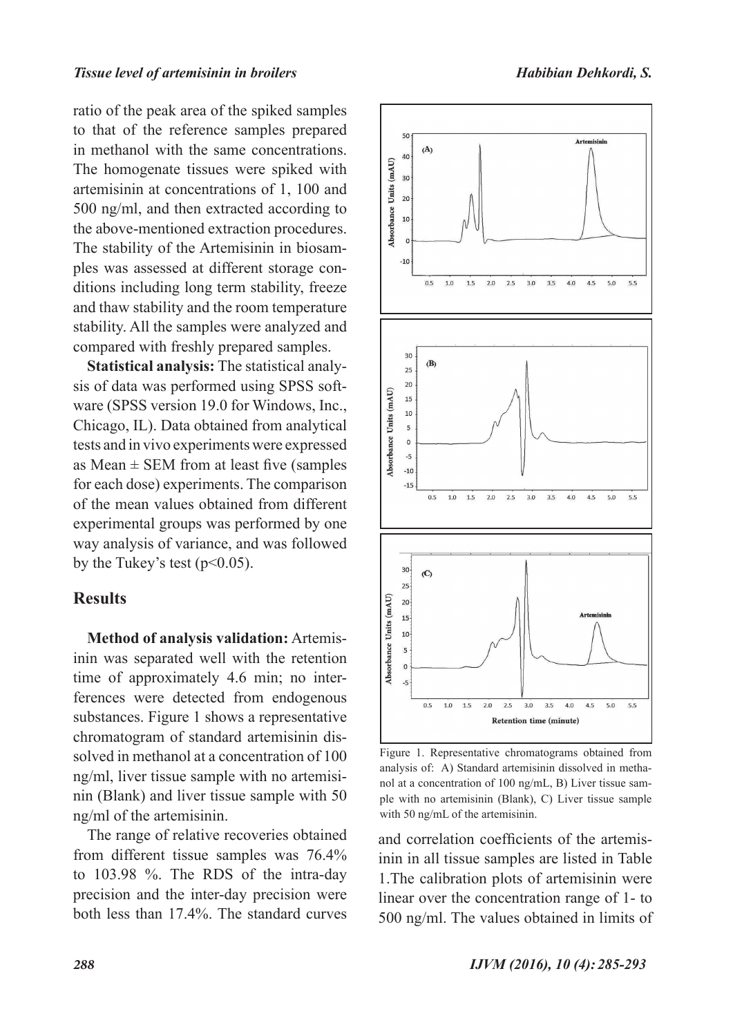ratio of the peak area of the spiked samples to that of the reference samples prepared in methanol with the same concentrations. The homogenate tissues were spiked with artemisinin at concentrations of 1, 100 and 500 ng/ml, and then extracted according to the above-mentioned extraction procedures. The stability of the Artemisinin in biosamples was assessed at different storage conditions including long term stability, freeze and thaw stability and the room temperature stability. All the samples were analyzed and compared with freshly prepared samples.

**Statistical analysis:** The statistical analysis of data was performed using SPSS software (SPSS version 19.0 for Windows, Inc., Chicago, IL). Data obtained from analytical tests and in vivo experiments were expressed as Mean ± SEM from at least five (samples for each dose) experiments. The comparison of the mean values obtained from different experimental groups was performed by one way analysis of variance, and was followed by the Tukey's test ($p<0.05$).

## Results

**Method of analysis validation:** Artemisinin was separated well with the retention time of approximately 4.6 min; no interferences were detected from endogenous substances. Figure 1 shows a representative chromatogram of standard artemisinin dissolved in methanol at a concentration of 100 ng/ml, liver tissue sample with no artemisinin (Blank) and liver tissue sample with 50 ng/ml of the artemisinin.

The range of relative recoveries obtained from different tissue samples was 76.4% to 103.98 %. The RDS of the intra-day precision and the inter-day precision were both less than 17.4%. The standard curves and correlation coefficients of the artemisinin in all tissue samples are listed in Table 1.The calibration plots of artemisinin were linear over the concentration range of 1- to 500 ng/ml. The values obtained in limits of

Figure 1. Representative chromatograms obtained from analysis of: A) Standard artemisinin dissolved in methanol at a concentration of 100 ng/mL, B) Liver tissue sample with no artemisinin (Blank), C) Liver tissue sample with 50 ng/mL of the artemisinin.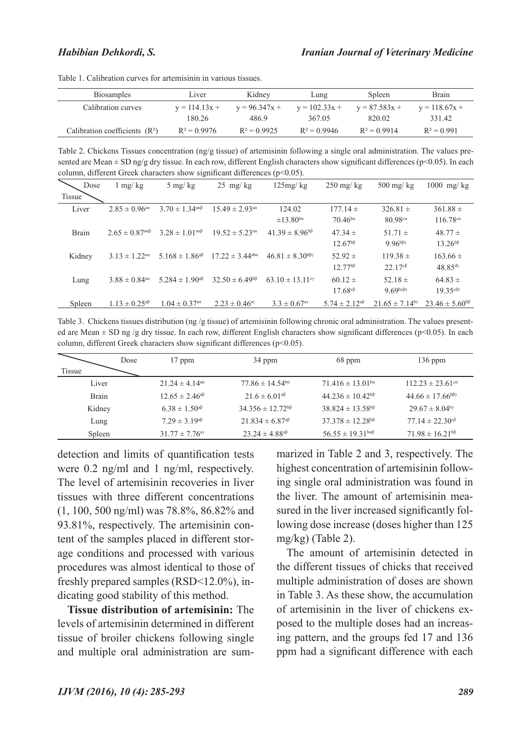Table 1. Calibration curves for artemisinin in various tissues.

| Biosamples | Liver | Kidney | Lung | Spleen | Brain |
|---|---|---|---|---|---|
| Calibration curves | y = 114.13x + 180.26 | y = 96.347x + 486.9 | y = 102.33x + 367.05 | y = 87.583x + 820.02 | y = 118.67x + 331.42 |
| Calibration coefficients ($R^2$) | $R^2 = 0.9976$ | $R^2 = 0.9925$ | $R^2 = 0.9946$ | $R^2 = 0.9914$ | $R^2 = 0.991$ |

Table 2. Chickens Tissues concentration (ng/g tissue) of artemisinin following a single oral administration. The values presented are Mean ± SD ng/g dry tissue. In each row, different English characters show significant differences (p<0.05). In each column, different Greek characters show significant differences (p<0.05).

| Tissue \ Dose | 1 mg/ kg | 5 mg/ kg | 25 mg/ kg | 125mg/ kg | 250 mg/ kg | 500 mg/ kg | 1000 mg/ kg |
|---|---|---|---|---|---|---|---|
| Liver | $2.85 \pm 0.96^{a\alpha}$ | $3.70 \pm 1.34^{a\alpha\beta}$ | $15.49 \pm 2.93^{a\alpha}$ | $124.02 \pm 13.80^{b\alpha}$ | $177.14 \pm 70.46^{b\alpha}$ | $326.81 \pm 80.98^{c\alpha}$ | $361.88 \pm 116.78^{c\alpha}$ |
| Brain | $2.65 \pm 0.87^{a\alpha\beta}$ | $3.28 \pm 1.01^{a\alpha\beta}$ | $19.52 \pm 5.23^{a\alpha}$ | $41.39 \pm 8.96^{b\beta}$ | $47.34 \pm 12.67^{b\beta}$ | $51.71 \pm 9.96^{b\beta\gamma}$ | $48.77 \pm 13.26^{b\beta}$ |
| Kidney | $3.13 \pm 1.22^{a\alpha}$ | $5.168 \pm 1.86^{a\beta}$ | $17.22 \pm 3.44^{ab\alpha}$ | $46.81 \pm 8.30^{b\beta\gamma}$ | $52.92 \pm 12.77^{b\beta}$ | $119.38 \pm 22.17^{c\beta}$ | $163.66 \pm 48.85^{d\gamma}$ |
| Lung | $3.88 \pm 0.84^{a\alpha}$ | $5.284 \pm 1.90^{a\beta}$ | $32.50 \pm 6.49^{b\beta}$ | $63.10 \pm 13.11^{c\gamma}$ | $60.12 \pm 17.68^{c\beta}$ | $52.18 \pm 9.69^{bc\beta\gamma}$ | $64.83 \pm 19.35^{c\beta\gamma}$ |
| Spleen | $1.13 \pm 0.25^{a\beta}$ | $1.04 \pm 0.37^{a\alpha}$ | $2.23 \pm 0.46^{a\gamma}$ | $3.3 \pm 0.67^{a\gamma}$ | $5.74 \pm 2.12^{a\beta}$ | $21.65 \pm 7.14^{b\gamma}$ | $23.46 \pm 5.60^{b\beta}$ |

Table 3. Chickens tissues distribution (ng /g tissue) of artemisinin following chronic oral administration. The values presented are Mean ± SD ng /g dry tissue. In each row, different English characters show significant differences (p<0.05). In each column, different Greek characters show significant differences (p<0.05).

| Tissue \ Dose | 17 ppm | 34 ppm | 68 ppm | 136 ppm |
|---|---|---|---|---|
| Liver | $21.24 \pm 4.14^{a\alpha}$ | $77.86 \pm 14.54^{b\alpha}$ | $71.416 \pm 13.01^{b\alpha}$ | $112.23 \pm 23.61^{c\alpha}$ |
| Brain | $12.65 \pm 2.46^{a\beta}$ | $21.6 \pm 6.01^{a\beta}$ | $44.236 \pm 10.42^{b\beta}$ | $44.66 \pm 17.66^{b\beta\gamma}$ |
| Kidney | $6.38 \pm 1.50^{a\beta}$ | $34.356 \pm 12.72^{b\beta}$ | $38.824 \pm 13.58^{b\beta}$ | $29.67 \pm 8.04^{b\gamma}$ |
| Lung | $7.29 \pm 3.19^{a\beta}$ | $21.834 \pm 6.87^{a\beta}$ | $37.378 \pm 12.28^{b\beta}$ | $77.14 \pm 22.30^{c\beta}$ |
| Spleen | $31.77 \pm 7.76^{a\gamma}$ | $23.24 \pm 4.88^{a\beta}$ | $56.55 \pm 19.31^{ba\beta}$ | $71.98 \pm 16.21^{b\beta}$ |

detection and limits of quantification tests were 0.2 ng/ml and 1 ng/ml, respectively. The level of artemisinin recoveries in liver tissues with three different concentrations (1, 100, 500 ng/ml) was 78.8%, 86.82% and 93.81%, respectively. The artemisinin content of the samples placed in different storage conditions and processed with various procedures was almost identical to those of freshly prepared samples (RSD<12.0%), indicating good stability of this method.

**Tissue distribution of artemisinin:** The levels of artemisinin determined in different tissue of broiler chickens following single and multiple oral administration are summarized in Table 2 and 3, respectively. The highest concentration of artemisinin following single oral administration was found in the liver. The amount of artemisinin measured in the liver increased significantly following dose increase (doses higher than 125 mg/kg) (Table 2).

The amount of artemisinin detected in the different tissues of chicks that received multiple administration of doses are shown in Table 3. As these show, the accumulation of artemisinin in the liver of chickens exposed to the multiple doses had an increasing pattern, and the groups fed 17 and 136 ppm had a significant difference with each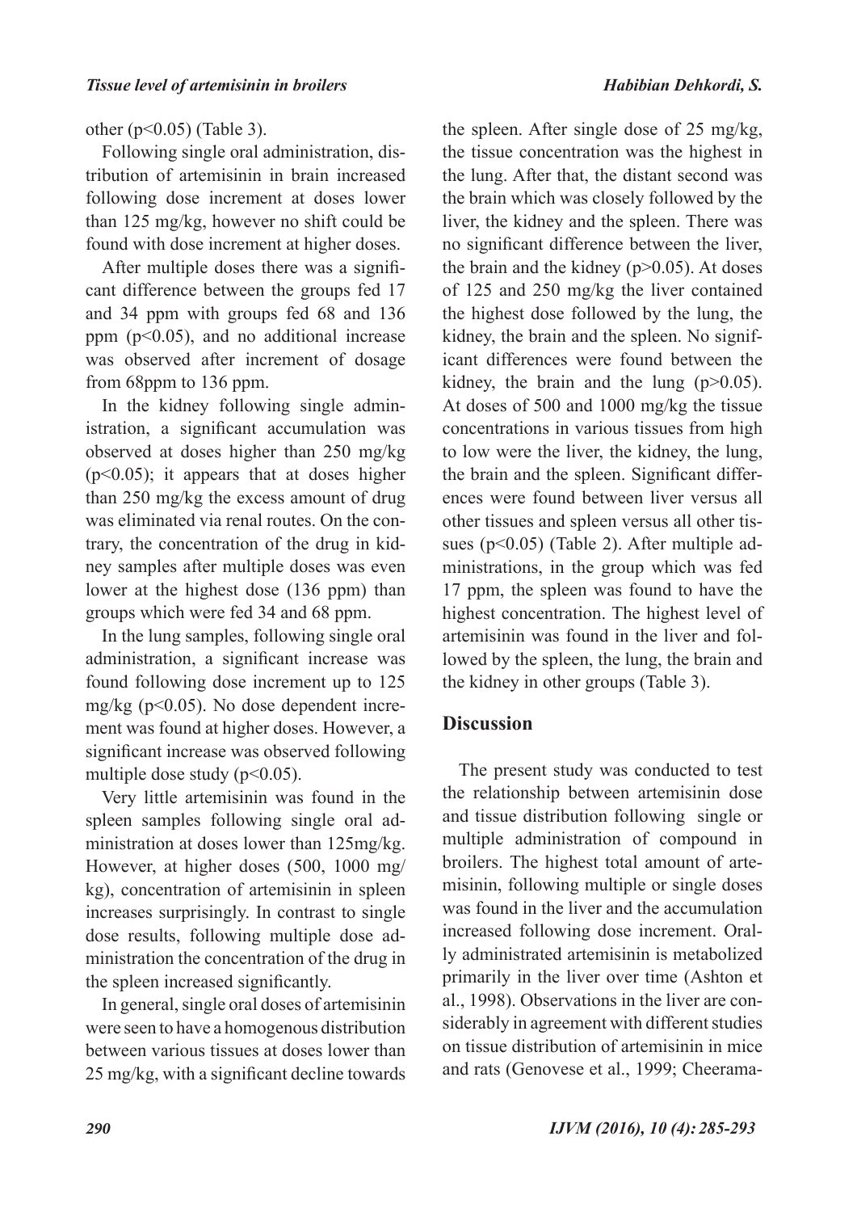other ($p<0.05$) (Table 3).

Following single oral administration, distribution of artemisinin in brain increased following dose increment at doses lower than 125 mg/kg, however no shift could be found with dose increment at higher doses.

After multiple doses there was a significant difference between the groups fed 17 and 34 ppm with groups fed 68 and 136 ppm ($p<0.05$), and no additional increase was observed after increment of dosage from 68ppm to 136 ppm.

In the kidney following single administration, a significant accumulation was observed at doses higher than 250 mg/kg ($p<0.05$); it appears that at doses higher than 250 mg/kg the excess amount of drug was eliminated via renal routes. On the contrary, the concentration of the drug in kidney samples after multiple doses was even lower at the highest dose (136 ppm) than groups which were fed 34 and 68 ppm.

In the lung samples, following single oral administration, a significant increase was found following dose increment up to 125 mg/kg ($p<0.05$). No dose dependent increment was found at higher doses. However, a significant increase was observed following multiple dose study ($p<0.05$).

Very little artemisinin was found in the spleen samples following single oral administration at doses lower than 125mg/kg. However, at higher doses (500, 1000 mg/kg), concentration of artemisinin in spleen increases surprisingly. In contrast to single dose results, following multiple dose administration the concentration of the drug in the spleen increased significantly.

In general, single oral doses of artemisinin were seen to have a homogenous distribution between various tissues at doses lower than 25 mg/kg, with a significant decline towards the spleen. After single dose of 25 mg/kg, the tissue concentration was the highest in the lung. After that, the distant second was the brain which was closely followed by the liver, the kidney and the spleen. There was no significant difference between the liver, the brain and the kidney ($p>0.05$). At doses of 125 and 250 mg/kg the liver contained the highest dose followed by the lung, the kidney, the brain and the spleen. No significant differences were found between the kidney, the brain and the lung ($p>0.05$). At doses of 500 and 1000 mg/kg the tissue concentrations in various tissues from high to low were the liver, the kidney, the lung, the brain and the spleen. Significant differences were found between liver versus all other tissues and spleen versus all other tissues ($p<0.05$) (Table 2). After multiple administrations, in the group which was fed 17 ppm, the spleen was found to have the highest concentration. The highest level of artemisinin was found in the liver and followed by the spleen, the lung, the brain and the kidney in other groups (Table 3).

## Discussion

The present study was conducted to test the relationship between artemisinin dose and tissue distribution following single or multiple administration of compound in broilers. The highest total amount of artemisinin, following multiple or single doses was found in the liver and the accumulation increased following dose increment. Orally administrated artemisinin is metabolized primarily in the liver over time (Ashton et al., 1998). Observations in the liver are considerably in agreement with different studies on tissue distribution of artemisinin in mice and rats (Genovese et al., 1999; Cheerama-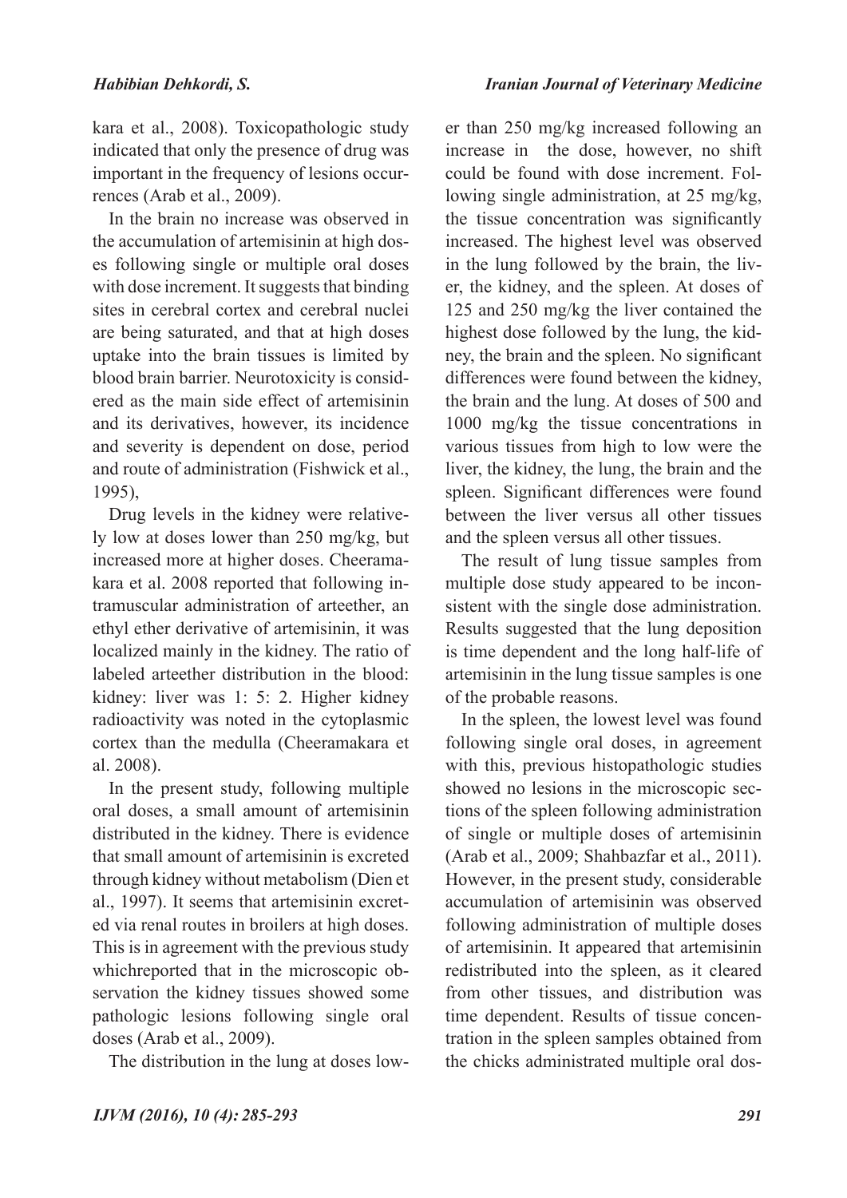kara et al., 2008). Toxicopathologic study indicated that only the presence of drug was important in the frequency of lesions occurrences (Arab et al., 2009).

In the brain no increase was observed in the accumulation of artemisinin at high doses following single or multiple oral doses with dose increment. It suggests that binding sites in cerebral cortex and cerebral nuclei are being saturated, and that at high doses uptake into the brain tissues is limited by blood brain barrier. Neurotoxicity is considered as the main side effect of artemisinin and its derivatives, however, its incidence and severity is dependent on dose, period and route of administration (Fishwick et al., 1995),

Drug levels in the kidney were relatively low at doses lower than 250 mg/kg, but increased more at higher doses. Cheeramakara et al. 2008 reported that following intramuscular administration of arteether, an ethyl ether derivative of artemisinin, it was localized mainly in the kidney. The ratio of labeled arteether distribution in the blood: kidney: liver was 1: 5: 2. Higher kidney radioactivity was noted in the cytoplasmic cortex than the medulla (Cheeramakara et al. 2008).

In the present study, following multiple oral doses, a small amount of artemisinin distributed in the kidney. There is evidence that small amount of artemisinin is excreted through kidney without metabolism (Dien et al., 1997). It seems that artemisinin excreted via renal routes in broilers at high doses. This is in agreement with the previous study whichreported that in the microscopic observation the kidney tissues showed some pathologic lesions following single oral doses (Arab et al., 2009).

The distribution in the lung at doses lower than 250 mg/kg increased following an increase in the dose, however, no shift could be found with dose increment. Following single administration, at 25 mg/kg, the tissue concentration was significantly increased. The highest level was observed in the lung followed by the brain, the liver, the kidney, and the spleen. At doses of 125 and 250 mg/kg the liver contained the highest dose followed by the lung, the kidney, the brain and the spleen. No significant differences were found between the kidney, the brain and the lung. At doses of 500 and 1000 mg/kg the tissue concentrations in various tissues from high to low were the liver, the kidney, the lung, the brain and the spleen. Significant differences were found between the liver versus all other tissues and the spleen versus all other tissues.

The result of lung tissue samples from multiple dose study appeared to be inconsistent with the single dose administration. Results suggested that the lung deposition is time dependent and the long half-life of artemisinin in the lung tissue samples is one of the probable reasons.

In the spleen, the lowest level was found following single oral doses, in agreement with this, previous histopathologic studies showed no lesions in the microscopic sections of the spleen following administration of single or multiple doses of artemisinin (Arab et al., 2009; Shahbazfar et al., 2011). However, in the present study, considerable accumulation of artemisinin was observed following administration of multiple doses of artemisinin. It appeared that artemisinin redistributed into the spleen, as it cleared from other tissues, and distribution was time dependent. Results of tissue concentration in the spleen samples obtained from the chicks administrated multiple oral dos-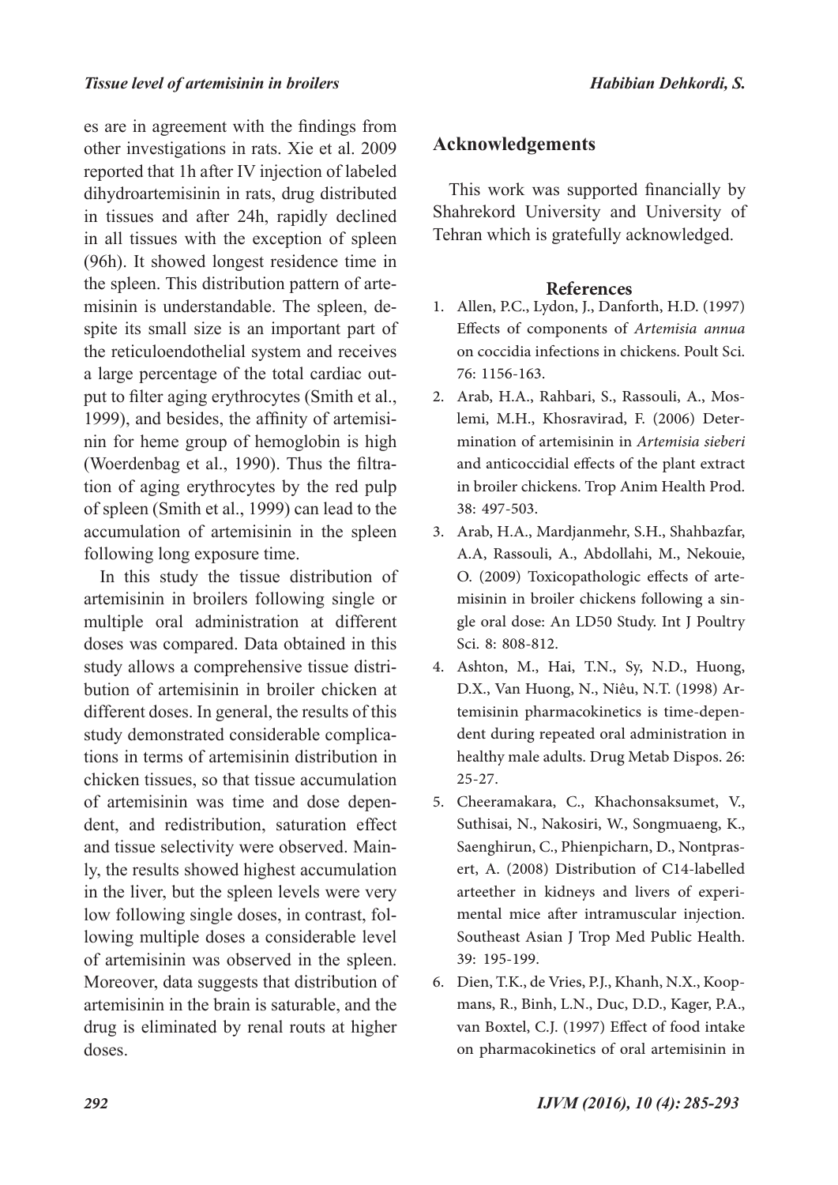es are in agreement with the findings from other investigations in rats. Xie et al. 2009 reported that 1h after IV injection of labeled dihydroartemisinin in rats, drug distributed in tissues and after 24h, rapidly declined in all tissues with the exception of spleen (96h). It showed longest residence time in the spleen. This distribution pattern of artemisinin is understandable. The spleen, despite its small size is an important part of the reticuloendothelial system and receives a large percentage of the total cardiac output to filter aging erythrocytes (Smith et al., 1999), and besides, the affinity of artemisinin for heme group of hemoglobin is high (Woerdenbag et al., 1990). Thus the filtration of aging erythrocytes by the red pulp of spleen (Smith et al., 1999) can lead to the accumulation of artemisinin in the spleen following long exposure time.

In this study the tissue distribution of artemisinin in broilers following single or multiple oral administration at different doses was compared. Data obtained in this study allows a comprehensive tissue distribution of artemisinin in broiler chicken at different doses. In general, the results of this study demonstrated considerable complications in terms of artemisinin distribution in chicken tissues, so that tissue accumulation of artemisinin was time and dose dependent, and redistribution, saturation effect and tissue selectivity were observed. Mainly, the results showed highest accumulation in the liver, but the spleen levels were very low following single doses, in contrast, following multiple doses a considerable level of artemisinin was observed in the spleen. Moreover, data suggests that distribution of artemisinin in the brain is saturable, and the drug is eliminated by renal routs at higher doses.

## Acknowledgements

This work was supported financially by Shahrekord University and University of Tehran which is gratefully acknowledged.

## References

1. Allen, P.C., Lydon, J., Danforth, H.D. (1997) Effects of components of *Artemisia annua* on coccidia infections in chickens. Poult Sci. 76: 1156-163.
2. Arab, H.A., Rahbari, S., Rassouli, A., Moslemi, M.H., Khosravirad, F. (2006) Determination of artemisinin in *Artemisia sieberi* and anticoccidial effects of the plant extract in broiler chickens. Trop Anim Health Prod. 38: 497-503.
3. Arab, H.A., Mardjanmehr, S.H., Shahbazfar, A.A, Rassouli, A., Abdollahi, M., Nekouie, O. (2009) Toxicopathologic effects of artemisinin in broiler chickens following a single oral dose: An LD50 Study. Int J Poultry Sci. 8: 808-812.
4. Ashton, M., Hai, T.N., Sy, N.D., Huong, D.X., Van Huong, N., Niêu, N.T. (1998) Artemisinin pharmacokinetics is time-dependent during repeated oral administration in healthy male adults. Drug Metab Dispos. 26: 25-27.
5. Cheeramakara, C., Khachonsaksumet, V., Suthisai, N., Nakosiri, W., Songmuaeng, K., Saenghirun, C., Phienpicharn, D., Nontprasert, A. (2008) Distribution of C14-labelled arteether in kidneys and livers of experimental mice after intramuscular injection. Southeast Asian J Trop Med Public Health. 39: 195-199.
6. Dien, T.K., de Vries, P.J., Khanh, N.X., Koopmans, R., Binh, L.N., Duc, D.D., Kager, P.A., van Boxtel, C.J. (1997) Effect of food intake on pharmacokinetics of oral artemisinin in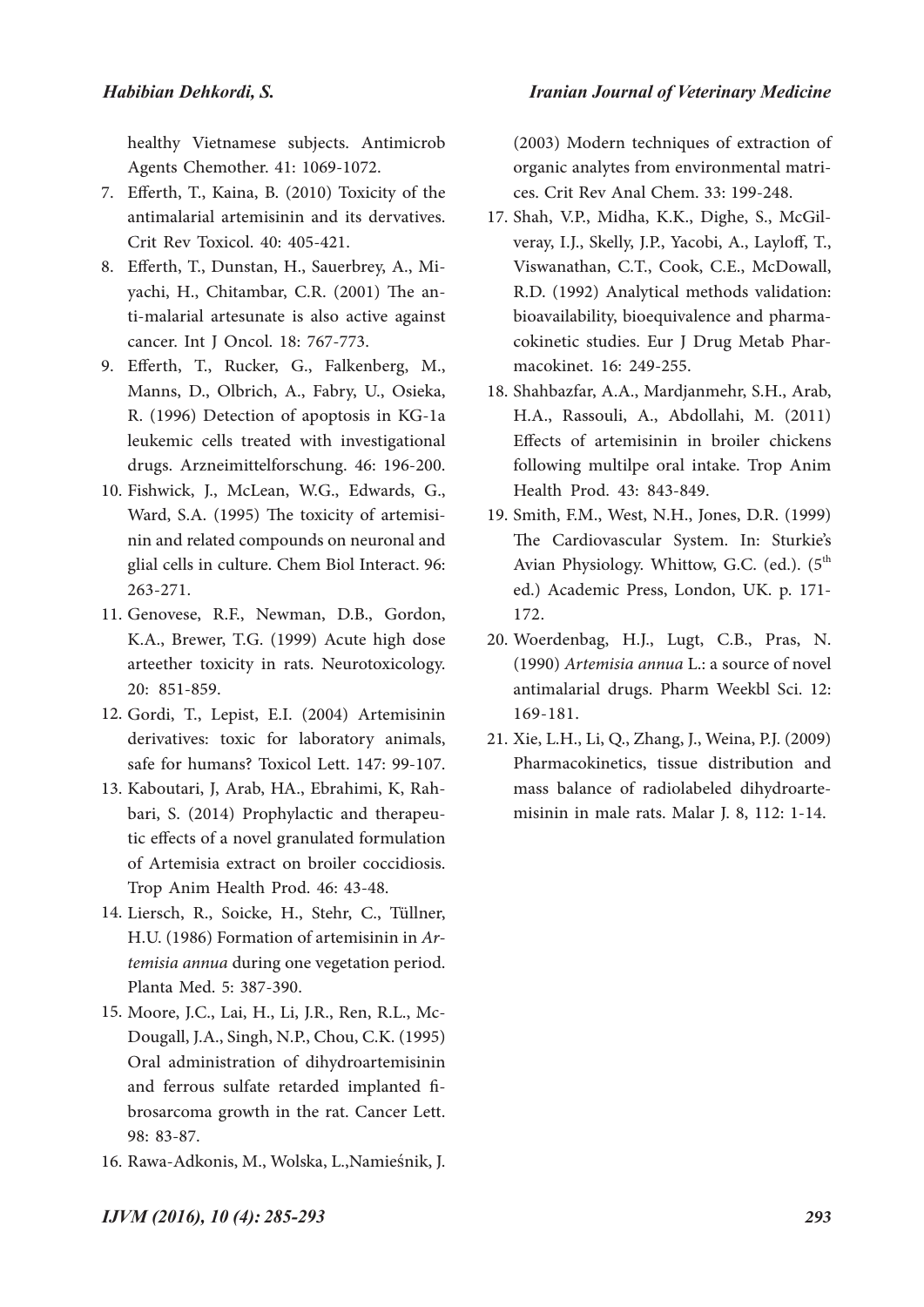healthy Vietnamese subjects. Antimicrob Agents Chemother. 41: 1069-1072.

7. Efferth, T., Kaina, B. (2010) Toxicity of the antimalarial artemisinin and its dervatives. Crit Rev Toxicol. 40: 405-421.
8. Efferth, T., Dunstan, H., Sauerbrey, A., Miyachi, H., Chitambar, C.R. (2001) The anti-malarial artesunate is also active against cancer. Int J Oncol. 18: 767-773.
9. Efferth, T., Rucker, G., Falkenberg, M., Manns, D., Olbrich, A., Fabry, U., Osieka, R. (1996) Detection of apoptosis in KG-1a leukemic cells treated with investigational drugs. Arzneimittelforschung. 46: 196-200.
10. Fishwick, J., McLean, W.G., Edwards, G., Ward, S.A. (1995) The toxicity of artemisinin and related compounds on neuronal and glial cells in culture. Chem Biol Interact. 96: 263-271.
11. Genovese, R.F., Newman, D.B., Gordon, K.A., Brewer, T.G. (1999) Acute high dose arteether toxicity in rats. Neurotoxicology. 20: 851-859.
12. Gordi, T., Lepist, E.I. (2004) Artemisinin derivatives: toxic for laboratory animals, safe for humans? Toxicol Lett. 147: 99-107.
13. Kaboutari, J, Arab, HA., Ebrahimi, K, Rahbari, S. (2014) Prophylactic and therapeutic effects of a novel granulated formulation of Artemisia extract on broiler coccidiosis. Trop Anim Health Prod. 46: 43-48.
14. Liersch, R., Soicke, H., Stehr, C., Tüllner, H.U. (1986) Formation of artemisinin in *Artemisia annua* during one vegetation period. Planta Med. 5: 387-390.
15. Moore, J.C., Lai, H., Li, J.R., Ren, R.L., McDougall, J.A., Singh, N.P., Chou, C.K. (1995) Oral administration of dihydroartemisinin and ferrous sulfate retarded implanted fibrosarcoma growth in the rat. Cancer Lett. 98: 83-87.
16. Rawa-Adkonis, M., Wolska, L.,Namieśnik, J. (2003) Modern techniques of extraction of organic analytes from environmental matrices. Crit Rev Anal Chem. 33: 199-248.
17. Shah, V.P., Midha, K.K., Dighe, S., McGilveray, I.J., Skelly, J.P., Yacobi, A., Layloff, T., Viswanathan, C.T., Cook, C.E., McDowall, R.D. (1992) Analytical methods validation: bioavailability, bioequivalence and pharmacokinetic studies. Eur J Drug Metab Pharmacokinet. 16: 249-255.
18. Shahbazfar, A.A., Mardjanmehr, S.H., Arab, H.A., Rassouli, A., Abdollahi, M. (2011) Effects of artemisinin in broiler chickens following multilpe oral intake. Trop Anim Health Prod. 43: 843-849.
19. Smith, F.M., West, N.H., Jones, D.R. (1999) The Cardiovascular System. In: Sturkie's Avian Physiology. Whittow, G.C. (ed.). (5th ed.) Academic Press, London, UK. p. 171-172.
20. Woerdenbag, H.J., Lugt, C.B., Pras, N. (1990) *Artemisia annua* L.: a source of novel antimalarial drugs. Pharm Weekbl Sci. 12: 169-181.
21. Xie, L.H., Li, Q., Zhang, J., Weina, P.J. (2009) Pharmacokinetics, tissue distribution and mass balance of radiolabeled dihydroartemisinin in male rats. Malar J. 8, 112: 1-14.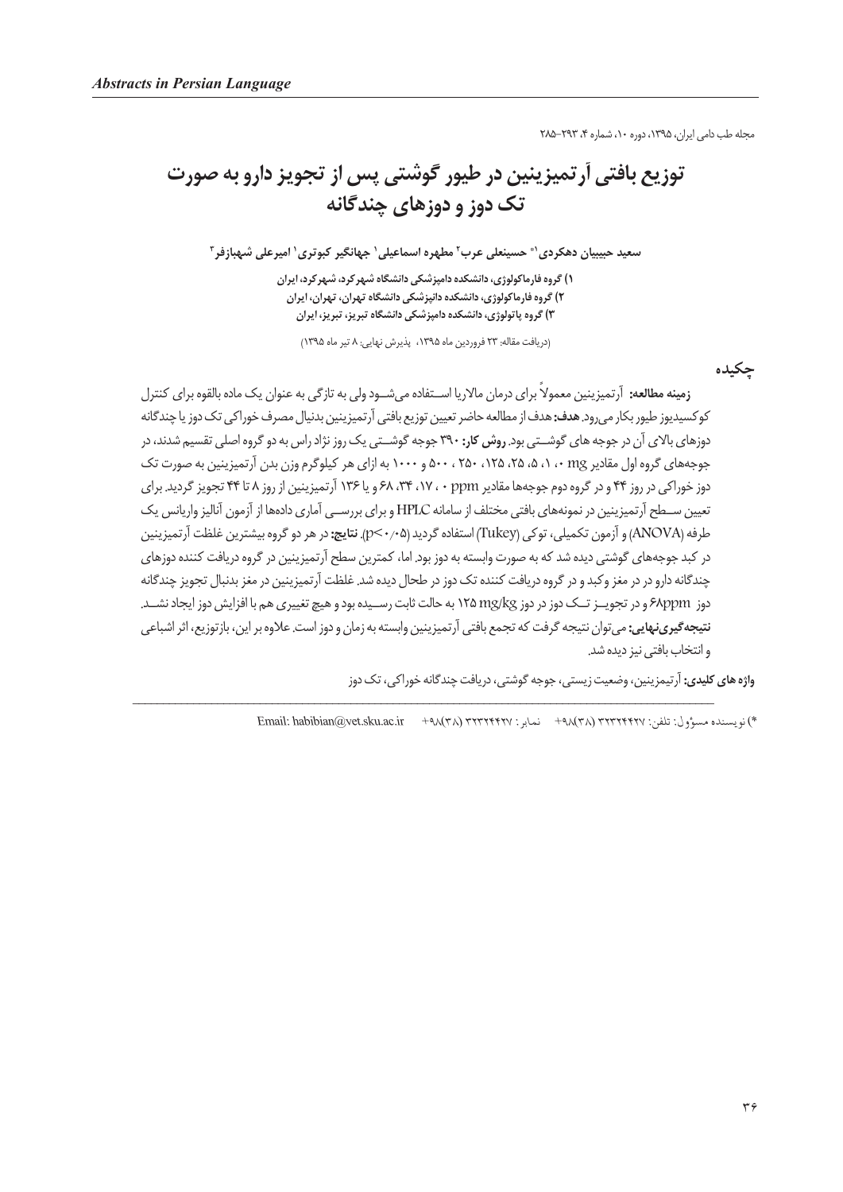# توزیع بافتی آرتمیزینین در طیور گوشتی پس از تجویز دارو به صورت تک دوز و دوزهای چندگانه

**سعید حبیبیان دهکردی[1*] حسینعلی عرب[2] مطهره اسماعیلی[1] جهانگیر کبوتری[1] امیرعلی شهبازفر[3]**

**۱) گروه فارماکولوژی، دانشکده دامپزشکی دانشگاه شهرکرد، شهرکرد، ایران**
**۲) گروه فارماکولوژی، دانشکده دانپزشکی دانشگاه تهران، تهران، ایران**
**۳) گروه پاتولوژی، دانشکده دامپزشکی دانشگاه تبریز، تبریز، ایران**

(دریافت مقاله: ۲۳ فروردین ماه ۱۳۹۵، پذیرش نهایی: ۸ تیر ماه ۱۳۹۵)

## چکیده

**زمینه مطالعه:** آرتمیزینین معمولاً برای درمان مالاریا اســتفاده می‌شــود ولی به تازگی به عنوان یک ماده بالقوه برای کنترل کوکسیدیوز طیور بکار می‌رود. **هدف:** هدف از مطالعه حاضر تعیین توزیع بافتی آرتمیزینین بدنبال مصرف خوراکی تک دوز یا چندگانه دوزهای بالای آن در جوجه های گوشــتی بود. **روش کار:** ۳۹۰ جوجه گوشــتی یک روز نژاد راس به دو گروه اصلی تقسیم شدند، در جوجه‌های گروه اول مقادیر mg ۰، ۱، ۵، ۲۵، ۱۲۵، ۲۵۰، ۵۰۰ و ۱۰۰۰ به ازای هر کیلوگرم وزن بدن آرتمیزینین به صورت تک دوز خوراکی در روز ۴۴ و در گروه دوم جوجه‌ها مقادیر ppm ۰، ۱۷، ۳۴، ۶۸ و یا ۱۳۶ آرتمیزینین از روز ۸ تا ۴۴ تجویز گردید. برای تعیین ســطح آرتمیزینین در نمونه‌های بافتی مختلف از سامانه HPLC و برای بررســی آماری داده‌ها از آزمون آنالیز واریانس یک طرفه (ANOVA) و آزمون تکمیلی، توکی (Tukey) استفاده گردید ($p<0.05$). **نتایج:** در هر دو گروه بیشترین غلظت آرتمیزینین در کبد جوجه‌های گوشتی دیده شد که به صورت وابسته به دوز بود. اما، کمترین سطح آرتمیزینین در گروه دریافت کننده دوزهای چندگانه دارو در مغز وکبد و در گروه دریافت کننده تک دوز در طحال دیده شد. غلظت آرتمیزینین در مغز بدنبال تجویز چندگانه دوز ۶۸ppm و در تجویــز تــک دوز در دوز ۱۲۵ mg/kg به حالت ثابت رســیده بود و هیچ تغییری هم با افزایش دوز ایجاد نشــد. **نتیجه‌گیری‌نهایی:** می‌توان نتیجه گرفت که تجمع بافتی آرتمیزینین وابسته به زمان و دوز است. علاوه بر این، بازتوزیع، اثر اشباعی و انتخاب بافتی نیز دیده شد.

**واژه های کلیدی:** آرتیمزینین، وضعیت زیستی، جوجه گوشتی، دریافت چندگانه خوراکی، تک دوز

---

*) نویسنده مسؤول: تلفن: ۳۲۳۲۴۴۲۷ (۳۸)۹۸+ نمابر: ۳۲۳۲۴۴۲۷ (۳۸)۹۸+ Email: habibian@vet.sku.ac.ir